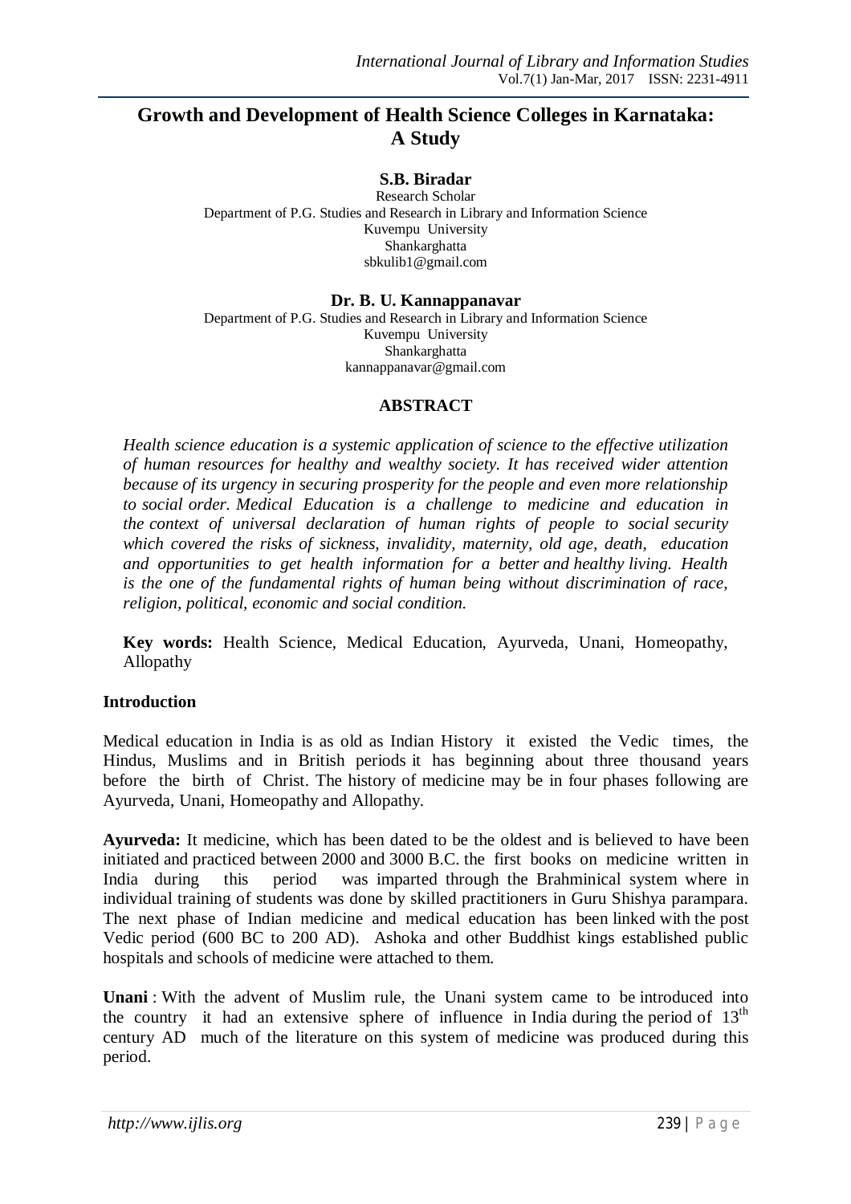# Growth and Development of Health Science Colleges in Karnataka: A Study

**S.B. Biradar**
Research Scholar
Department of P.G. Studies and Research in Library and Information Science
Kuvempu University
Shankarghatta
sbkulib1@gmail.com

**Dr. B. U. Kannappanavar**
Department of P.G. Studies and Research in Library and Information Science
Kuvempu University
Shankarghatta
kannappanavar@gmail.com

## ABSTRACT

*Health science education is a systemic application of science to the effective utilization of human resources for healthy and wealthy society. It has received wider attention because of its urgency in securing prosperity for the people and even more relationship to social order. Medical Education is a challenge to medicine and education in the context of universal declaration of human rights of people to social security which covered the risks of sickness, invalidity, maternity, old age, death, education and opportunities to get health information for a better and healthy living. Health is the one of the fundamental rights of human being without discrimination of race, religion, political, economic and social condition.*

**Key words:** Health Science, Medical Education, Ayurveda, Unani, Homeopathy, Allopathy

## Introduction

Medical education in India is as old as Indian History it existed the Vedic times, the Hindus, Muslims and in British periods it has beginning about three thousand years before the birth of Christ. The history of medicine may be in four phases following are Ayurveda, Unani, Homeopathy and Allopathy.

**Ayurveda:** It medicine, which has been dated to be the oldest and is believed to have been initiated and practiced between 2000 and 3000 B.C. the first books on medicine written in India during this period was imparted through the Brahminical system where in individual training of students was done by skilled practitioners in Guru Shishya parampara. The next phase of Indian medicine and medical education has been linked with the post Vedic period (600 BC to 200 AD). Ashoka and other Buddhist kings established public hospitals and schools of medicine were attached to them.

**Unani** : With the advent of Muslim rule, the Unani system came to be introduced into the country it had an extensive sphere of influence in India during the period of 13th century AD much of the literature on this system of medicine was produced during this period.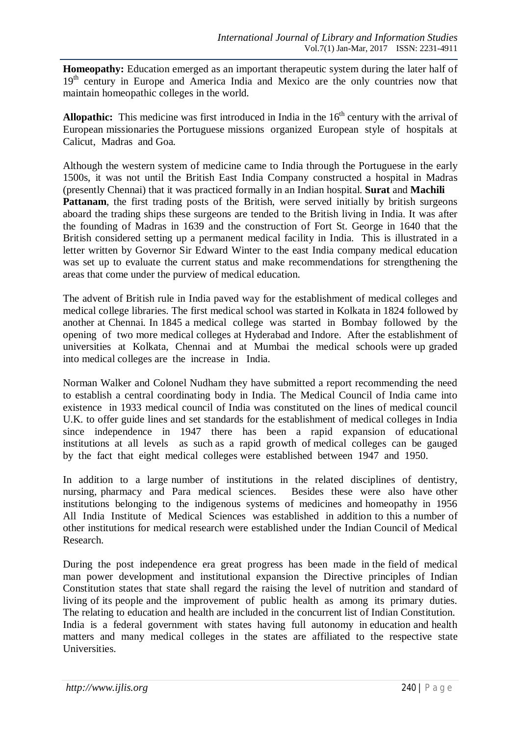**Homeopathy:** Education emerged as an important therapeutic system during the later half of $19^{th}$ century in Europe and America India and Mexico are the only countries now that maintain homeopathic colleges in the world.

**Allopathic:** This medicine was first introduced in India in the $16^{th}$ century with the arrival of European missionaries the Portuguese missions organized European style of hospitals at Calicut, Madras and Goa.

Although the western system of medicine came to India through the Portuguese in the early 1500s, it was not until the British East India Company constructed a hospital in Madras (presently Chennai) that it was practiced formally in an Indian hospital. **Surat** and **Machili Pattanam**, the first trading posts of the British, were served initially by british surgeons aboard the trading ships these surgeons are tended to the British living in India. It was after the founding of Madras in 1639 and the construction of Fort St. George in 1640 that the British considered setting up a permanent medical facility in India. This is illustrated in a letter written by Governor Sir Edward Winter to the east India company medical education was set up to evaluate the current status and make recommendations for strengthening the areas that come under the purview of medical education.

The advent of British rule in India paved way for the establishment of medical colleges and medical college libraries. The first medical school was started in Kolkata in 1824 followed by another at Chennai. In 1845 a medical college was started in Bombay followed by the opening of two more medical colleges at Hyderabad and Indore. After the establishment of universities at Kolkata, Chennai and at Mumbai the medical schools were up graded into medical colleges are the increase in India.

Norman Walker and Colonel Nudham they have submitted a report recommending the need to establish a central coordinating body in India. The Medical Council of India came into existence in 1933 medical council of India was constituted on the lines of medical council U.K. to offer guide lines and set standards for the establishment of medical colleges in India since independence in 1947 there has been a rapid expansion of educational institutions at all levels as such as a rapid growth of medical colleges can be gauged by the fact that eight medical colleges were established between 1947 and 1950.

In addition to a large number of institutions in the related disciplines of dentistry, nursing, pharmacy and Para medical sciences. Besides these were also have other institutions belonging to the indigenous systems of medicines and homeopathy in 1956 All India Institute of Medical Sciences was established in addition to this a number of other institutions for medical research were established under the Indian Council of Medical Research.

During the post independence era great progress has been made in the field of medical man power development and institutional expansion the Directive principles of Indian Constitution states that state shall regard the raising the level of nutrition and standard of living of its people and the improvement of public health as among its primary duties. The relating to education and health are included in the concurrent list of Indian Constitution. India is a federal government with states having full autonomy in education and health matters and many medical colleges in the states are affiliated to the respective state Universities.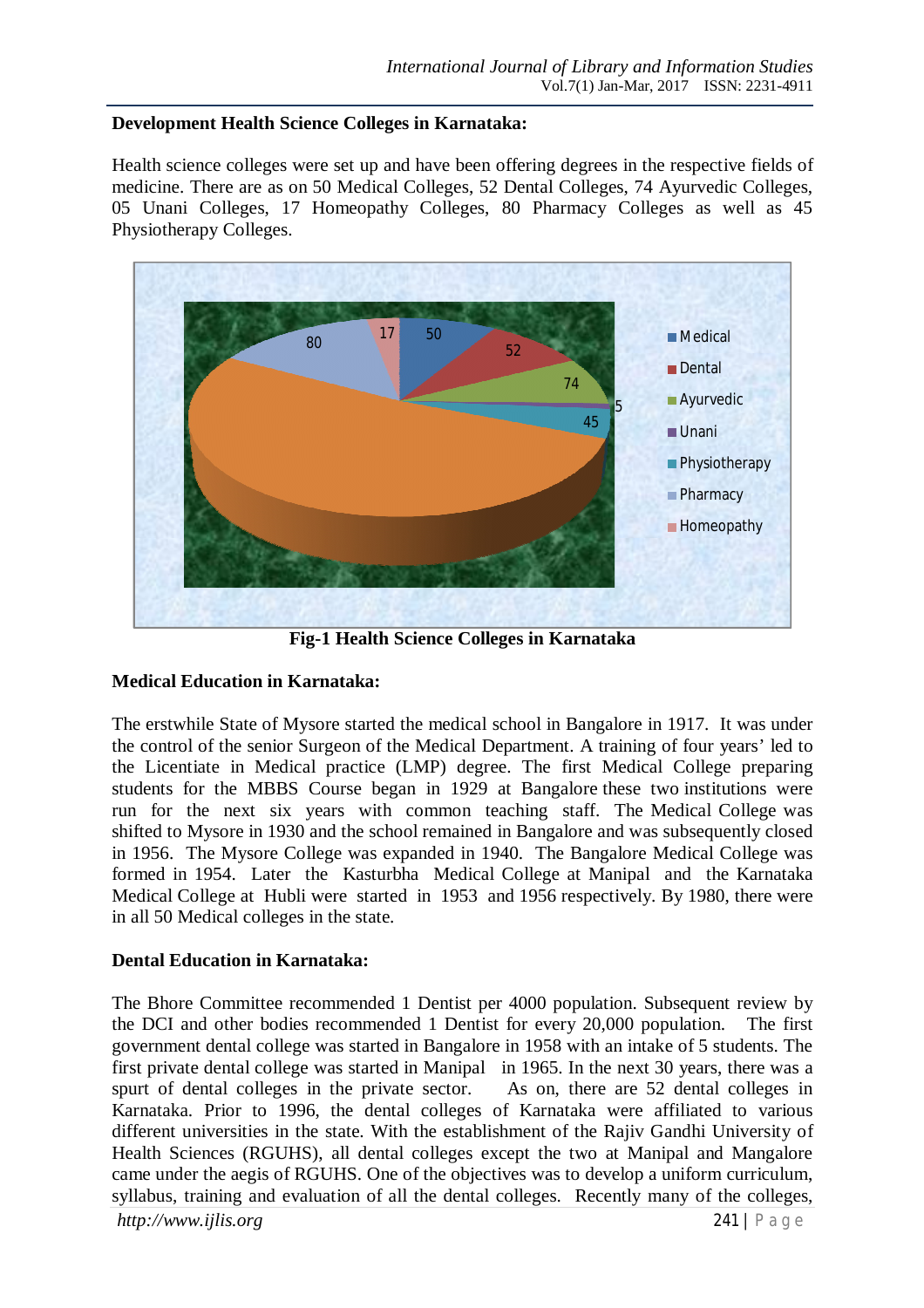**Development Health Science Colleges in Karnataka:**

Health science colleges were set up and have been offering degrees in the respective fields of medicine. There are as on 50 Medical Colleges, 52 Dental Colleges, 74 Ayurvedic Colleges, 05 Unani Colleges, 17 Homeopathy Colleges, 80 Pharmacy Colleges as well as 45 Physiotherapy Colleges.

**Fig-1 Health Science Colleges in Karnataka**

**Medical Education in Karnataka:**

The erstwhile State of Mysore started the medical school in Bangalore in 1917. It was under the control of the senior Surgeon of the Medical Department. A training of four years' led to the Licentiate in Medical practice (LMP) degree. The first Medical College preparing students for the MBBS Course began in 1929 at Bangalore these two institutions were run for the next six years with common teaching staff. The Medical College was shifted to Mysore in 1930 and the school remained in Bangalore and was subsequently closed in 1956. The Mysore College was expanded in 1940. The Bangalore Medical College was formed in 1954. Later the Kasturbha Medical College at Manipal and the Karnataka Medical College at Hubli were started in 1953 and 1956 respectively. By 1980, there were in all 50 Medical colleges in the state.

**Dental Education in Karnataka:**

The Bhore Committee recommended 1 Dentist per 4000 population. Subsequent review by the DCI and other bodies recommended 1 Dentist for every 20,000 population. The first government dental college was started in Bangalore in 1958 with an intake of 5 students. The first private dental college was started in Manipal in 1965. In the next 30 years, there was a spurt of dental colleges in the private sector. As on, there are 52 dental colleges in Karnataka. Prior to 1996, the dental colleges of Karnataka were affiliated to various different universities in the state. With the establishment of the Rajiv Gandhi University of Health Sciences (RGUHS), all dental colleges except the two at Manipal and Mangalore came under the aegis of RGUHS. One of the objectives was to develop a uniform curriculum, syllabus, training and evaluation of all the dental colleges. Recently many of the colleges,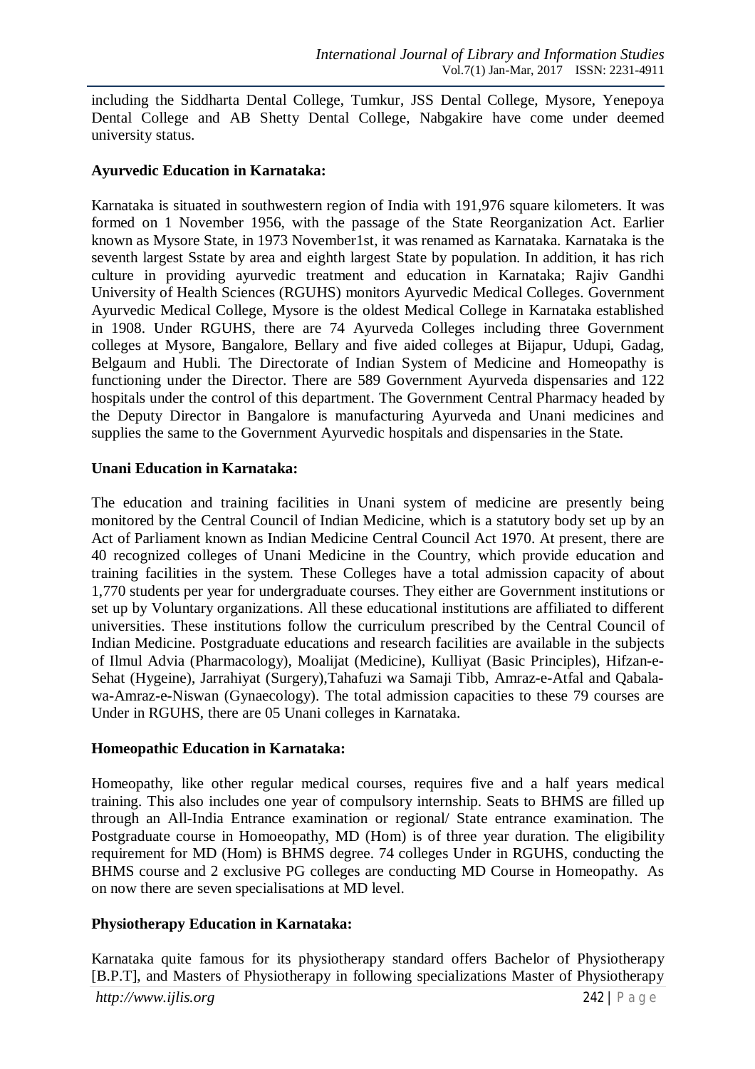including the Siddharta Dental College, Tumkur, JSS Dental College, Mysore, Yenepoya Dental College and AB Shetty Dental College, Nabgakire have come under deemed university status.

**Ayurvedic Education in Karnataka:**

Karnataka is situated in southwestern region of India with 191,976 square kilometers. It was formed on 1 November 1956, with the passage of the State Reorganization Act. Earlier known as Mysore State, in 1973 November1st, it was renamed as Karnataka. Karnataka is the seventh largest Sstate by area and eighth largest State by population. In addition, it has rich culture in providing ayurvedic treatment and education in Karnataka; Rajiv Gandhi University of Health Sciences (RGUHS) monitors Ayurvedic Medical Colleges. Government Ayurvedic Medical College, Mysore is the oldest Medical College in Karnataka established in 1908. Under RGUHS, there are 74 Ayurveda Colleges including three Government colleges at Mysore, Bangalore, Bellary and five aided colleges at Bijapur, Udupi, Gadag, Belgaum and Hubli. The Directorate of Indian System of Medicine and Homeopathy is functioning under the Director. There are 589 Government Ayurveda dispensaries and 122 hospitals under the control of this department. The Government Central Pharmacy headed by the Deputy Director in Bangalore is manufacturing Ayurveda and Unani medicines and supplies the same to the Government Ayurvedic hospitals and dispensaries in the State.

**Unani Education in Karnataka:**

The education and training facilities in Unani system of medicine are presently being monitored by the Central Council of Indian Medicine, which is a statutory body set up by an Act of Parliament known as Indian Medicine Central Council Act 1970. At present, there are 40 recognized colleges of Unani Medicine in the Country, which provide education and training facilities in the system. These Colleges have a total admission capacity of about 1,770 students per year for undergraduate courses. They either are Government institutions or set up by Voluntary organizations. All these educational institutions are affiliated to different universities. These institutions follow the curriculum prescribed by the Central Council of Indian Medicine. Postgraduate educations and research facilities are available in the subjects of Ilmul Advia (Pharmacology), Moalijat (Medicine), Kulliyat (Basic Principles), Hifzan-e-Sehat (Hygeine), Jarrahiyat (Surgery),Tahafuzi wa Samaji Tibb, Amraz-e-Atfal and Qabala-wa-Amraz-e-Niswan (Gynaecology). The total admission capacities to these 79 courses are Under in RGUHS, there are 05 Unani colleges in Karnataka.

**Homeopathic Education in Karnataka:**

Homeopathy, like other regular medical courses, requires five and a half years medical training. This also includes one year of compulsory internship. Seats to BHMS are filled up through an All-India Entrance examination or regional/ State entrance examination. The Postgraduate course in Homoeopathy, MD (Hom) is of three year duration. The eligibility requirement for MD (Hom) is BHMS degree. 74 colleges Under in RGUHS, conducting the BHMS course and 2 exclusive PG colleges are conducting MD Course in Homeopathy. As on now there are seven specialisations at MD level.

**Physiotherapy Education in Karnataka:**

Karnataka quite famous for its physiotherapy standard offers Bachelor of Physiotherapy [B.P.T], and Masters of Physiotherapy in following specializations Master of Physiotherapy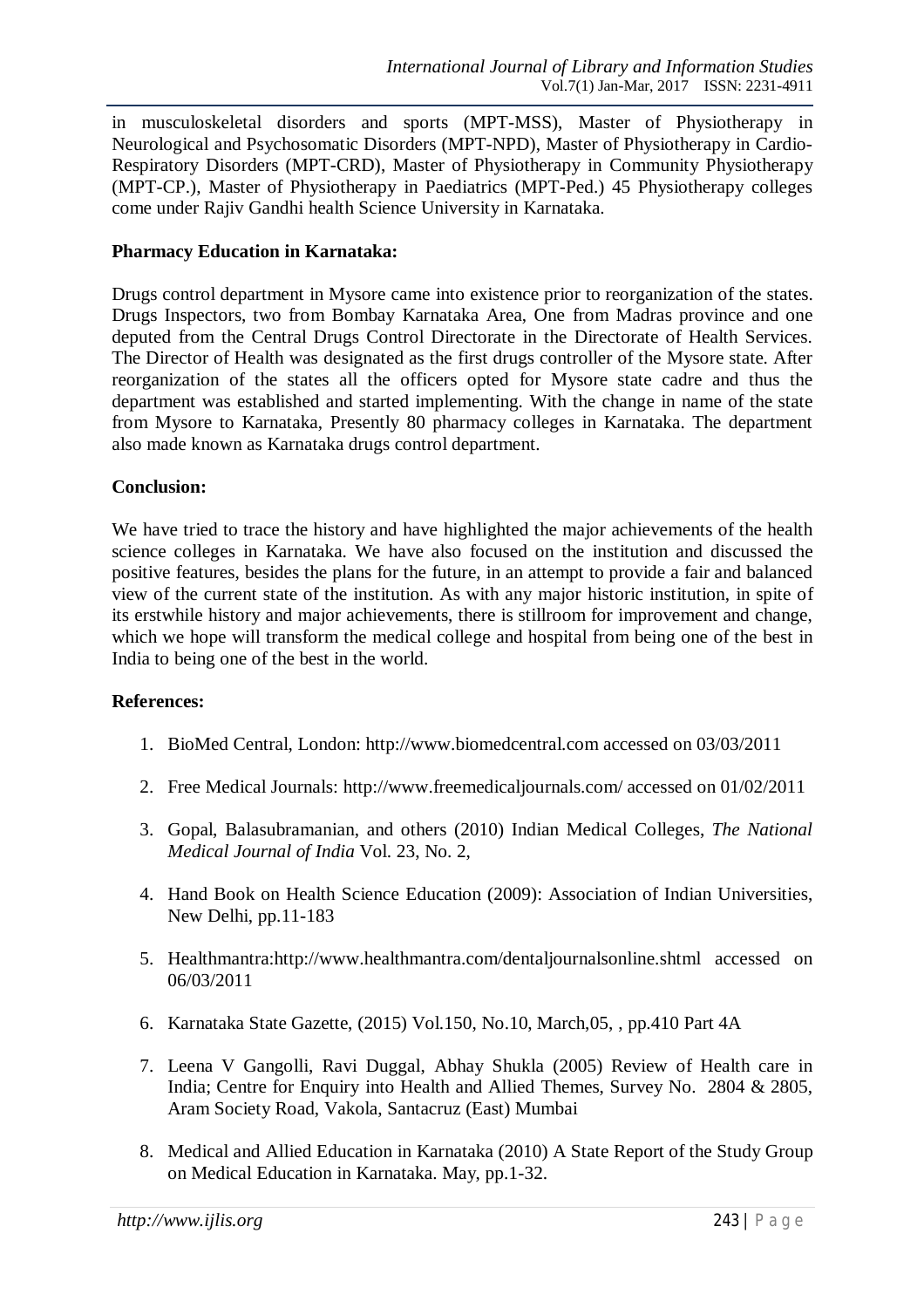in musculoskeletal disorders and sports (MPT-MSS), Master of Physiotherapy in Neurological and Psychosomatic Disorders (MPT-NPD), Master of Physiotherapy in Cardio-Respiratory Disorders (MPT-CRD), Master of Physiotherapy in Community Physiotherapy (MPT-CP.), Master of Physiotherapy in Paediatrics (MPT-Ped.) 45 Physiotherapy colleges come under Rajiv Gandhi health Science University in Karnataka.

**Pharmacy Education in Karnataka:**

Drugs control department in Mysore came into existence prior to reorganization of the states. Drugs Inspectors, two from Bombay Karnataka Area, One from Madras province and one deputed from the Central Drugs Control Directorate in the Directorate of Health Services. The Director of Health was designated as the first drugs controller of the Mysore state. After reorganization of the states all the officers opted for Mysore state cadre and thus the department was established and started implementing. With the change in name of the state from Mysore to Karnataka, Presently 80 pharmacy colleges in Karnataka. The department also made known as Karnataka drugs control department.

**Conclusion:**

We have tried to trace the history and have highlighted the major achievements of the health science colleges in Karnataka. We have also focused on the institution and discussed the positive features, besides the plans for the future, in an attempt to provide a fair and balanced view of the current state of the institution. As with any major historic institution, in spite of its erstwhile history and major achievements, there is stillroom for improvement and change, which we hope will transform the medical college and hospital from being one of the best in India to being one of the best in the world.

**References:**

1. BioMed Central, London: http://www.biomedcentral.com accessed on 03/03/2011
2. Free Medical Journals: http://www.freemedicaljournals.com/ accessed on 01/02/2011
3. Gopal, Balasubramanian, and others (2010) Indian Medical Colleges, *The National Medical Journal of India* Vol. 23, No. 2,
4. Hand Book on Health Science Education (2009): Association of Indian Universities, New Delhi, pp.11-183
5. Healthmantra:http://www.healthmantra.com/dentaljournalsonline.shtml accessed on 06/03/2011
6. Karnataka State Gazette, (2015) Vol.150, No.10, March,05, , pp.410 Part 4A
7. Leena V Gangolli, Ravi Duggal, Abhay Shukla (2005) Review of Health care in India; Centre for Enquiry into Health and Allied Themes, Survey No. 2804 & 2805, Aram Society Road, Vakola, Santacruz (East) Mumbai
8. Medical and Allied Education in Karnataka (2010) A State Report of the Study Group on Medical Education in Karnataka. May, pp.1-32.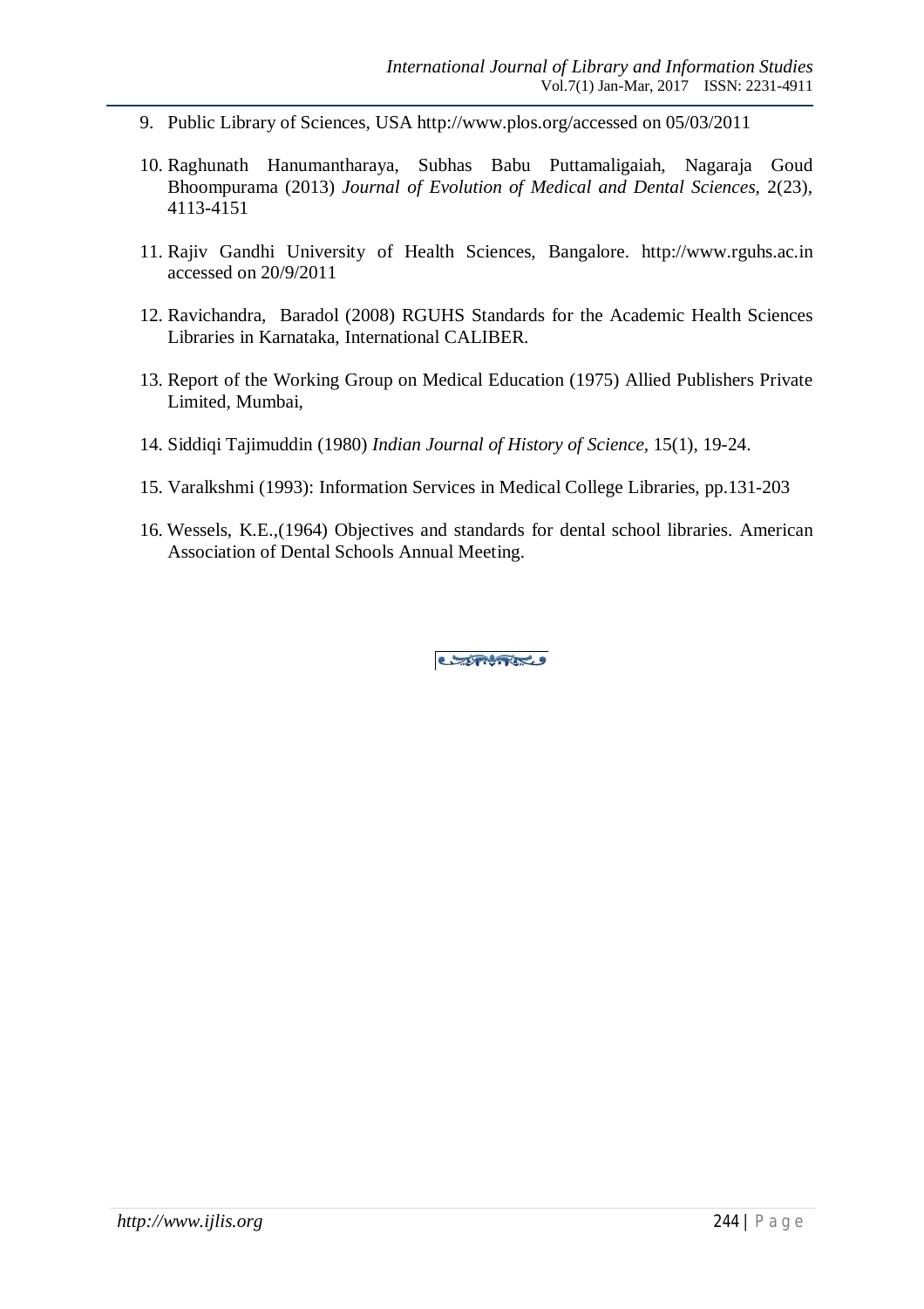9. Public Library of Sciences, USA http://www.plos.org/accessed on 05/03/2011

10. Raghunath Hanumantharaya, Subhas Babu Puttamaligaiah, Nagaraja Goud Bhoompurama (2013) *Journal of Evolution of Medical and Dental Sciences*, 2(23), 4113-4151

11. Rajiv Gandhi University of Health Sciences, Bangalore. http://www.rguhs.ac.in accessed on 20/9/2011

12. Ravichandra, Baradol (2008) RGUHS Standards for the Academic Health Sciences Libraries in Karnataka, International CALIBER.

13. Report of the Working Group on Medical Education (1975) Allied Publishers Private Limited, Mumbai,

14. Siddiqi Tajimuddin (1980) *Indian Journal of History of Science*, 15(1), 19-24.

15. Varalkshmi (1993): Information Services in Medical College Libraries, pp.131-203

16. Wessels, K.E.,(1964) Objectives and standards for dental school libraries. American Association of Dental Schools Annual Meeting.